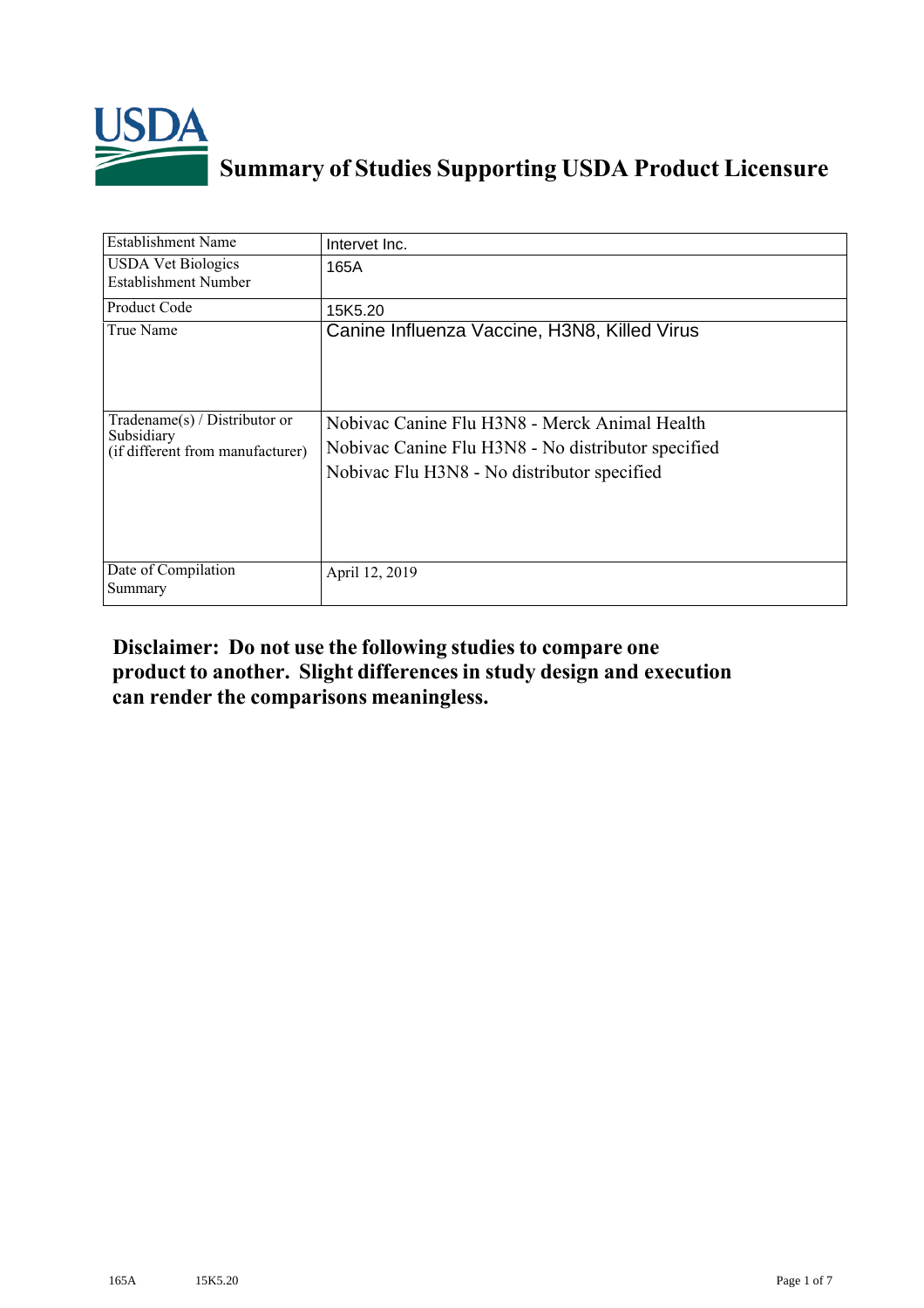# Summary of Studies Supporting USDA Product Licensure

| Establishment Name | Intervet Inc. |
|---|---|
| USDA Vet Biologics Establishment Number | 165A |
| Product Code | 15K5.20 |
| True Name | Canine Influenza Vaccine, H3N8, Killed Virus |
| Tradename(s) / Distributor or Subsidiary (if different from manufacturer) | Nobivac Canine Flu H3N8 - Merck Animal Health<br>Nobivac Canine Flu H3N8 - No distributor specified<br>Nobivac Flu H3N8 - No distributor specified |
| Date of Compilation Summary | April 12, 2019 |

**Disclaimer: Do not use the following studies to compare one product to another. Slight differences in study design and execution can render the comparisons meaningless.**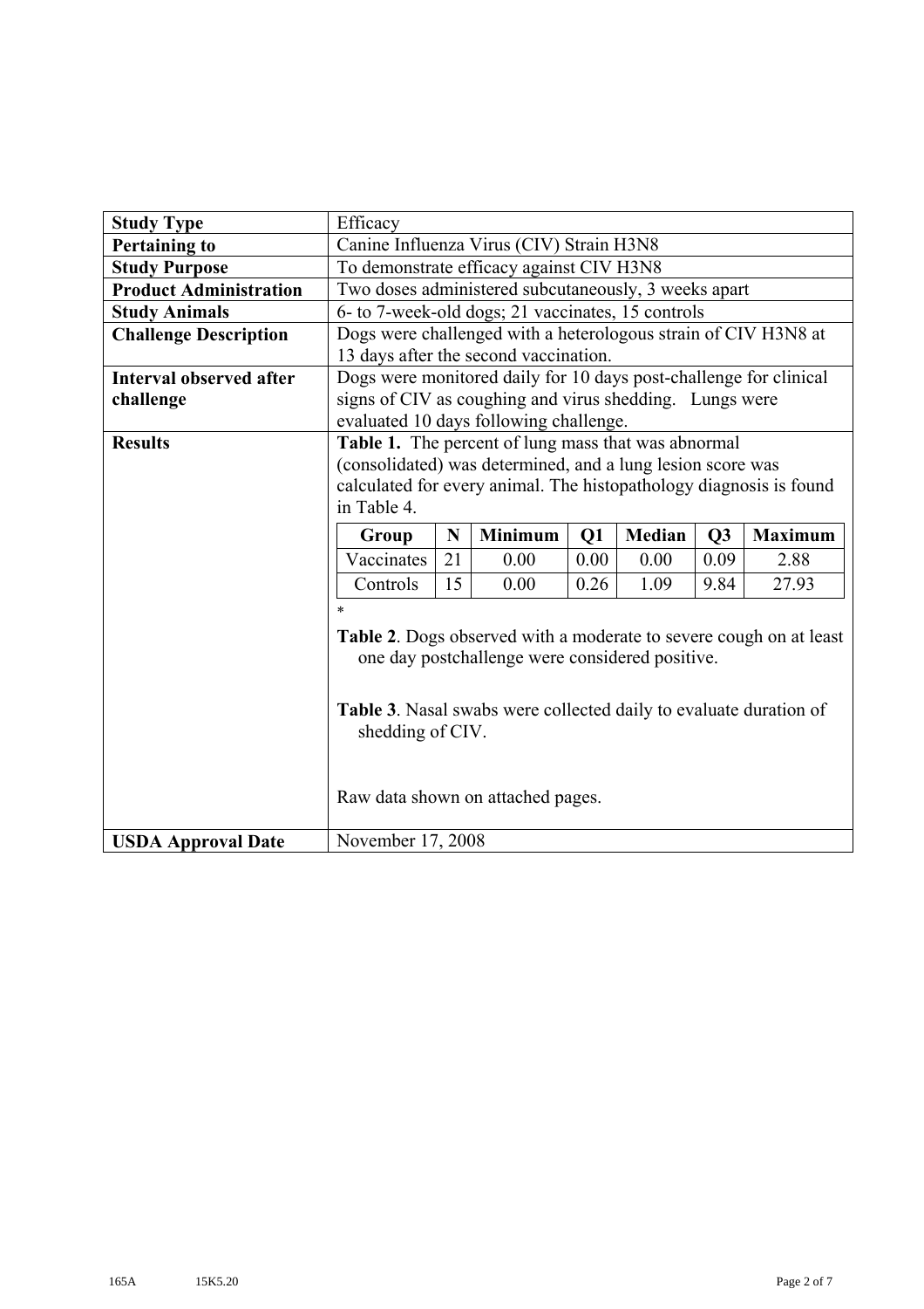| Study Type | Efficacy |
|---|---|
| **Pertaining to** | Canine Influenza Virus (CIV) Strain H3N8 |
| **Study Purpose** | To demonstrate efficacy against CIV H3N8 |
| **Product Administration** | Two doses administered subcutaneously, 3 weeks apart |
| **Study Animals** | 6- to 7-week-old dogs; 21 vaccinates, 15 controls |
| **Challenge Description** | Dogs were challenged with a heterologous strain of CIV H3N8 at 13 days after the second vaccination. |
| **Interval observed after challenge** | Dogs were monitored daily for 10 days post-challenge for clinical signs of CIV as coughing and virus shedding. Lungs were evaluated 10 days following challenge. |
| **Results** | **Table 1.** The percent of lung mass that was abnormal (consolidated) was determined, and a lung lesion score was calculated for every animal. The histopathology diagnosis is found in Table 4. |
| **USDA Approval Date** | November 17, 2008 |

**Table 1.**

| Group | N | Minimum | Q1 | Median | Q3 | Maximum |
|---|---|---|---|---|---|---|
| Vaccinates | 21 | 0.00 | 0.00 | 0.00 | 0.09 | 2.88 |
| Controls | 15 | 0.00 | 0.26 | 1.09 | 9.84 | 27.93 |

*

**Table 2**. Dogs observed with a moderate to severe cough on at least one day postchallenge were considered positive.

**Table 3**. Nasal swabs were collected daily to evaluate duration of shedding of CIV.

Raw data shown on attached pages.

165A 15K5.20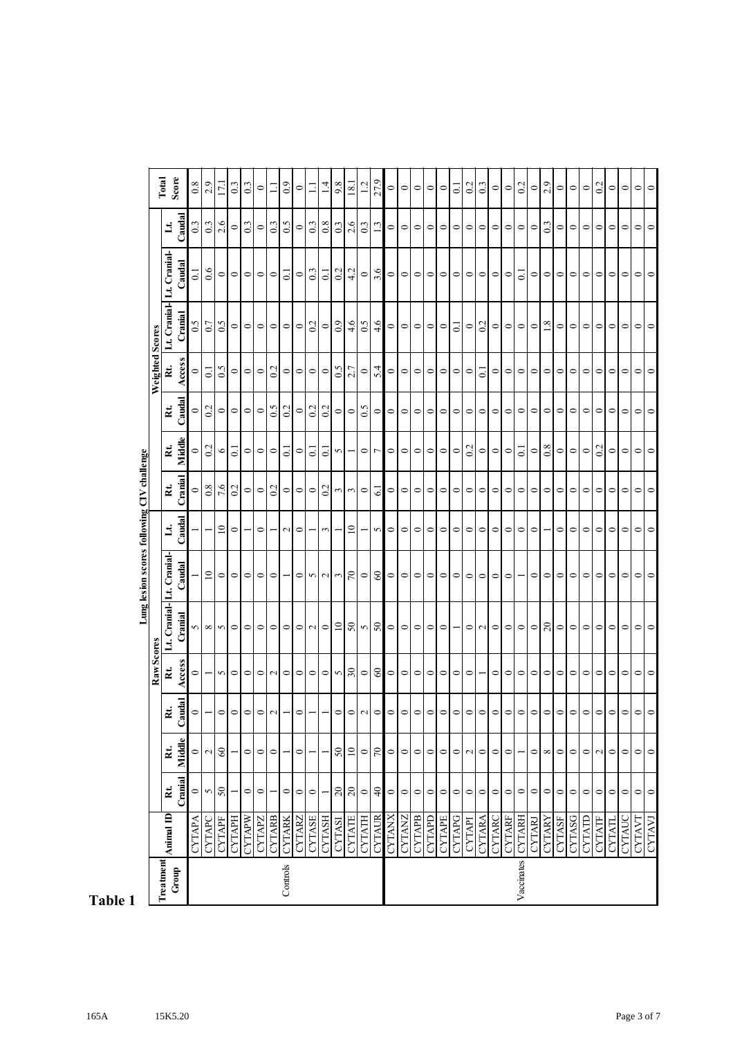# Table 1

**Lung lesion scores following CIV challenge**

| Treatment Group | Animal ID | Raw Scores | | | | | | | Weighted Scores | | | | | | | Total Score |
|---|---|---|---|---|---|---|---|---|---|---|---|---|---|---|---|---|
| | | Rt. Cranial | Rt. Middle | Rt. Caudal | Rt. Access | Lt. Cranial-Cranial | Lt. Cranial-Caudal | Lt. Caudal | Rt. Cranial | Rt. Middle | Rt. Caudal | Rt. Access | Lt. Cranial-Cranial | Lt. Cranial-Caudal | Lt. Caudal | |
| Controls | CYTAPA | 0 | 0 | 0 | 0 | 5 | 1 | 1 | 0 | 0 | 0 | 0 | 0.5 | 0.1 | 0.3 | 0.8 |
| | CYTAPC | 5 | 2 | 1 | 1 | 8 | 10 | 1 | 0.8 | 0.2 | 0.2 | 0.1 | 0.7 | 0.6 | 0.3 | 2.9 |
| | CYTAPF | 50 | 60 | 0 | 5 | 5 | 0 | 10 | 7.6 | 6 | 0 | 0.5 | 0.5 | 0 | 2.6 | 17.1 |
| | CYTAPH | 1 | 1 | 0 | 0 | 0 | 0 | 0 | 0.2 | 0.1 | 0 | 0 | 0 | 0 | 0 | 0.3 |
| | CYTAPW | 0 | 0 | 0 | 0 | 0 | 0 | 1 | 0 | 0 | 0 | 0 | 0 | 0 | 0.3 | 0.3 |
| | CYTAPZ | 0 | 0 | 0 | 0 | 0 | 0 | 0 | 0 | 0 | 0 | 0 | 0 | 0 | 0 | 0 |
| | CYTARB | 1 | 0 | 2 | 2 | 0 | 0 | 1 | 0.2 | 0 | 0.5 | 0.2 | 0 | 0 | 0.3 | 1.1 |
| | CYTARK | 0 | 1 | 1 | 0 | 0 | 1 | 2 | 0 | 0.1 | 0.2 | 0 | 0 | 0.1 | 0.5 | 0.9 |
| | CYTARZ | 0 | 0 | 0 | 0 | 0 | 0 | 0 | 0 | 0 | 0 | 0 | 0 | 0 | 0 | 0 |
| | CYTASE | 0 | 1 | 1 | 0 | 2 | 5 | 1 | 0 | 0.1 | 0.2 | 0 | 0.2 | 0.3 | 0.3 | 1.1 |
| | CYTASH | 1 | 1 | 1 | 0 | 0 | 2 | 3 | 0.2 | 0.1 | 0.2 | 0 | 0 | 0.1 | 0.8 | 1.4 |
| | CYTASI | 20 | 50 | 0 | 5 | 10 | 3 | 1 | 3 | 5 | 0 | 0.5 | 0.9 | 0.2 | 0.3 | 9.8 |
| | CYTATE | 20 | 10 | 0 | 30 | 50 | 70 | 10 | 3 | 1 | 0 | 2.7 | 4.6 | 4.2 | 2.6 | 18.1 |
| | CYTATH | 0 | 0 | 2 | 0 | 5 | 0 | 1 | 0 | 0 | 0.5 | 0 | 0.5 | 0 | 0.3 | 1.2 |
| | CYTAUR | 40 | 70 | 0 | 60 | 50 | 60 | 5 | 6.1 | 7 | 0 | 5.4 | 4.6 | 3.6 | 1.3 | 27.9 |
| Vaccinates | CYTANX | 0 | 0 | 0 | 0 | 0 | 0 | 0 | 0 | 0 | 0 | 0 | 0 | 0 | 0 | 0 |
| | CYTANZ | 0 | 0 | 0 | 0 | 0 | 0 | 0 | 0 | 0 | 0 | 0 | 0 | 0 | 0 | 0 |
| | CYTAPB | 0 | 0 | 0 | 0 | 0 | 0 | 0 | 0 | 0 | 0 | 0 | 0 | 0 | 0 | 0 |
| | CYTAPD | 0 | 0 | 0 | 0 | 0 | 0 | 0 | 0 | 0 | 0 | 0 | 0 | 0 | 0 | 0 |
| | CYTAPE | 0 | 0 | 0 | 0 | 0 | 0 | 0 | 0 | 0 | 0 | 0 | 0 | 0 | 0 | 0 |
| | CYTAPG | 0 | 0 | 0 | 0 | 1 | 0 | 0 | 0 | 0 | 0 | 0 | 0.1 | 0 | 0 | 0.1 |
| | CYTAPI | 0 | 2 | 0 | 0 | 0 | 0 | 0 | 0 | 0.2 | 0 | 0 | 0 | 0 | 0 | 0.2 |
| | CYTARA | 0 | 0 | 0 | 1 | 2 | 0 | 0 | 0 | 0 | 0 | 0.1 | 0.2 | 0 | 0 | 0.3 |
| | CYTARC | 0 | 0 | 0 | 0 | 0 | 0 | 0 | 0 | 0 | 0 | 0 | 0 | 0 | 0 | 0 |
| | CYTARF | 0 | 0 | 0 | 0 | 0 | 0 | 0 | 0 | 0 | 0 | 0 | 0 | 0 | 0 | 0 |
| | CYTARH | 0 | 1 | 0 | 0 | 0 | 1 | 0 | 0 | 0.1 | 0 | 0 | 0 | 0.1 | 0 | 0.2 |
| | CYTARJ | 0 | 0 | 0 | 0 | 0 | 0 | 0 | 0 | 0 | 0 | 0 | 0 | 0 | 0 | 0 |
| | CYTARY | 0 | 8 | 0 | 0 | 20 | 0 | 1 | 0 | 0.8 | 0 | 0 | 1.8 | 0 | 0.3 | 2.9 |
| | CYTASF | 0 | 0 | 0 | 0 | 0 | 0 | 0 | 0 | 0 | 0 | 0 | 0 | 0 | 0 | 0 |
| | CYTASG | 0 | 0 | 0 | 0 | 0 | 0 | 0 | 0 | 0 | 0 | 0 | 0 | 0 | 0 | 0 |
| | CYTATD | 0 | 0 | 0 | 0 | 0 | 0 | 0 | 0 | 0 | 0 | 0 | 0 | 0 | 0 | 0 |
| | CYTATF | 0 | 2 | 0 | 0 | 0 | 0 | 0 | 0 | 0.2 | 0 | 0 | 0 | 0 | 0 | 0.2 |
| | CYTATL | 0 | 0 | 0 | 0 | 0 | 0 | 0 | 0 | 0 | 0 | 0 | 0 | 0 | 0 | 0 |
| | CYTAUC | 0 | 0 | 0 | 0 | 0 | 0 | 0 | 0 | 0 | 0 | 0 | 0 | 0 | 0 | 0 |
| | CYTAVT | 0 | 0 | 0 | 0 | 0 | 0 | 0 | 0 | 0 | 0 | 0 | 0 | 0 | 0 | 0 |
| | CYTAVJ | 0 | 0 | 0 | 0 | 0 | 0 | 0 | 0 | 0 | 0 | 0 | 0 | 0 | 0 | 0 |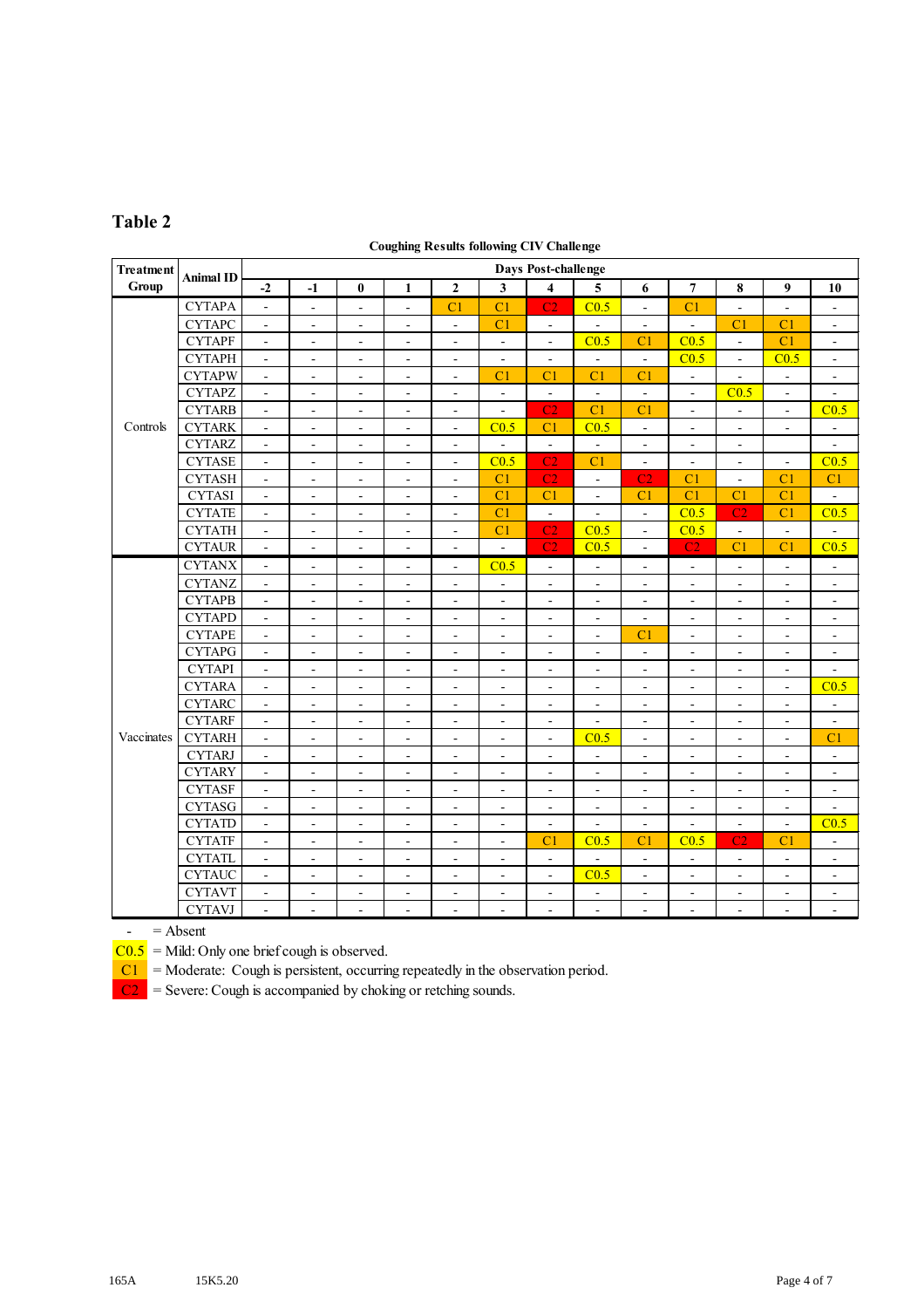# Table 2

**Coughing Results following CIV Challenge**

| Treatment Group | Animal ID | Days Post-challenge | | | | | | | | | | | | |
|---|---|---|---|---|---|---|---|---|---|---|---|---|---|---|
| | | -2 | -1 | 0 | 1 | 2 | 3 | 4 | 5 | 6 | 7 | 8 | 9 | 10 |
| Controls | CYTAPA | - | - | - | - | C1 | C1 | C2 | C0.5 | - | C1 | - | - | - |
| | CYTAPC | - | - | - | - | - | C1 | - | - | - | - | C1 | C1 | - |
| | CYTAPF | - | - | - | - | - | - | - | C0.5 | C1 | C0.5 | - | C1 | - |
| | CYTAPH | - | - | - | - | - | - | - | - | - | C0.5 | - | C0.5 | - |
| | CYTAPW | - | - | - | - | - | C1 | C1 | C1 | C1 | - | - | - | - |
| | CYTAPZ | - | - | - | - | - | - | - | - | - | - | C0.5 | - | - |
| | CYTARB | - | - | - | - | - | - | C2 | C1 | C1 | - | - | - | C0.5 |
| | CYTARK | - | - | - | - | - | C0.5 | C1 | C0.5 | - | - | - | - | - |
| | CYTARZ | - | - | - | - | - | - | - | - | - | - | - | | - |
| | CYTASE | - | - | - | - | - | C0.5 | C2 | C1 | - | - | - | - | C0.5 |
| | CYTASH | - | - | - | - | - | C1 | C2 | - | C2 | C1 | - | C1 | C1 |
| | CYTASI | - | - | - | - | - | C1 | C1 | - | C1 | C1 | C1 | C1 | - |
| | CYTATE | - | - | - | - | - | C1 | - | - | - | C0.5 | C2 | C1 | C0.5 |
| | CYTATH | - | - | - | - | - | C1 | C2 | C0.5 | - | C0.5 | - | - | - |
| | CYTAUR | - | - | - | - | - | - | C2 | C0.5 | - | C2 | C1 | C1 | C0.5 |
| Vaccinates | CYTANX | - | - | - | - | - | C0.5 | - | - | - | - | - | - | - |
| | CYTANZ | - | - | - | - | - | - | - | - | - | - | - | - | - |
| | CYTAPB | - | - | - | - | - | - | - | - | - | - | - | - | - |
| | CYTAPD | - | - | - | - | - | - | - | - | - | - | - | - | - |
| | CYTAPE | - | - | - | - | - | - | - | - | C1 | - | - | - | - |
| | CYTAPG | - | - | - | - | - | - | - | - | - | - | - | - | - |
| | CYTAPI | - | - | - | - | - | - | - | - | - | - | - | - | - |
| | CYTARA | - | - | - | - | - | - | - | - | - | - | - | - | C0.5 |
| | CYTARC | - | - | - | - | - | - | - | - | - | - | - | - | - |
| | CYTARF | - | - | - | - | - | - | - | - | - | - | - | - | - |
| | CYTARH | - | - | - | - | - | - | - | C0.5 | - | - | - | - | C1 |
| | CYTARJ | - | - | - | - | - | - | - | - | - | - | - | - | - |
| | CYTARY | - | - | - | - | - | - | - | - | - | - | - | - | - |
| | CYTASF | - | - | - | - | - | - | - | - | - | - | - | - | - |
| | CYTASG | - | - | - | - | - | - | - | - | - | - | - | - | - |
| | CYTATD | - | - | - | - | - | - | - | - | - | - | - | - | C0.5 |
| | CYTATF | - | - | - | - | - | - | C1 | C0.5 | C1 | C0.5 | C2 | C1 | - |
| | CYTATL | - | - | - | - | - | - | - | - | - | - | - | - | - |
| | CYTAUC | - | - | - | - | - | - | - | C0.5 | - | - | - | - | - |
| | CYTAVT | - | - | - | - | - | - | - | - | - | - | - | - | - |
| | CYTAVJ | - | - | - | - | - | - | - | - | - | - | - | - | - |

- = Absent
C0.5 = Mild: Only one brief cough is observed.
C1 = Moderate: Cough is persistent, occurring repeatedly in the observation period.
C2 = Severe: Cough is accompanied by choking or retching sounds.

165A 15K5.20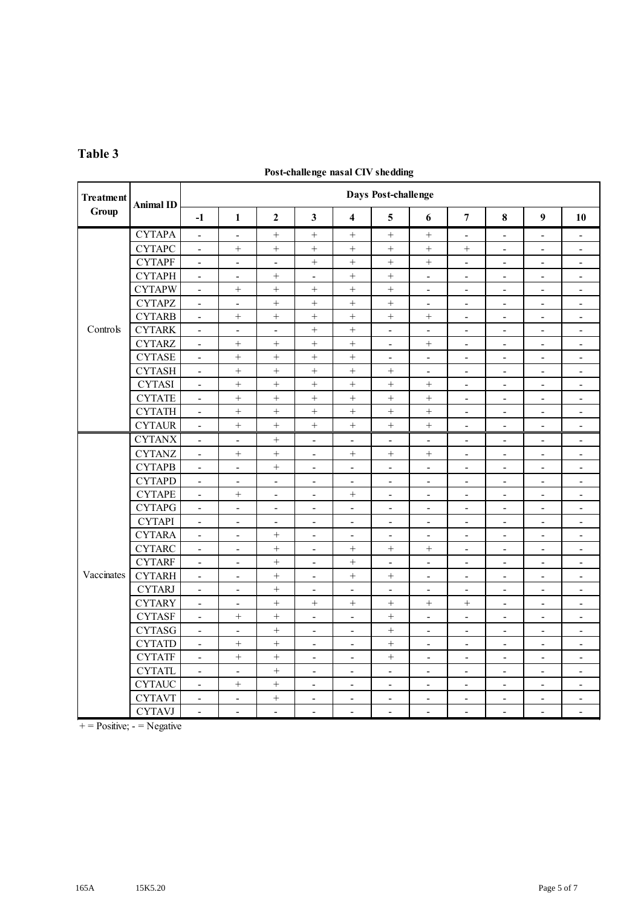## Table 3

**Post-challenge nasal CIV shedding**

| Treatment Group | Animal ID | Days Post-challenge | | | | | | | | | | |
|---|---|---|---|---|---|---|---|---|---|---|---|---|
| | | -1 | 1 | 2 | 3 | 4 | 5 | 6 | 7 | 8 | 9 | 10 |
| Controls | CYTAPA | - | - | + | + | + | + | + | - | - | - | - |
| | CYTAPC | - | + | + | + | + | + | + | + | - | - | - |
| | CYTAPF | - | - | - | + | + | + | + | - | - | - | - |
| | CYTAPH | - | - | + | - | + | + | - | - | - | - | - |
| | CYTAPW | - | + | + | + | + | + | - | - | - | - | - |
| | CYTAPZ | - | - | + | + | + | + | - | - | - | - | - |
| | CYTARB | - | + | + | + | + | + | + | - | - | - | - |
| | CYTARK | - | - | - | + | + | - | - | - | - | - | - |
| | CYTARZ | - | + | + | + | + | - | + | - | - | - | - |
| | CYTASE | - | + | + | + | + | - | - | - | - | - | - |
| | CYTASH | - | + | + | + | + | + | - | - | - | - | - |
| | CYTASI | - | + | + | + | + | + | + | - | - | - | - |
| | CYTATE | - | + | + | + | + | + | + | - | - | - | - |
| | CYTATH | - | + | + | + | + | + | + | - | - | - | - |
| | CYTAUR | - | + | + | + | + | + | + | - | - | - | - |
| Vaccinates | CYTANX | - | - | + | - | - | - | - | - | - | - | - |
| | CYTANZ | - | + | + | - | + | + | + | - | - | - | - |
| | CYTAPB | - | - | + | - | - | - | - | - | - | - | - |
| | CYTAPD | - | - | - | - | - | - | - | - | - | - | - |
| | CYTAPE | - | + | - | - | + | - | - | - | - | - | - |
| | CYTAPG | - | - | - | - | - | - | - | - | - | - | - |
| | CYTAPI | - | - | - | - | - | - | - | - | - | - | - |
| | CYTARA | - | - | + | - | - | - | - | - | - | - | - |
| | CYTARC | - | - | + | - | + | + | + | - | - | - | - |
| | CYTARF | - | - | + | - | + | - | - | - | - | - | - |
| | CYTARH | - | - | + | - | + | + | - | - | - | - | - |
| | CYTARJ | - | - | + | - | - | - | - | - | - | - | - |
| | CYTARY | - | - | + | + | + | + | + | + | - | - | - |
| | CYTASF | - | + | + | - | - | + | - | - | - | - | - |
| | CYTASG | - | - | + | - | - | + | - | - | - | - | - |
| | CYTATD | - | + | + | - | - | + | - | - | - | - | - |
| | CYTATF | - | + | + | - | - | + | - | - | - | - | - |
| | CYTATL | - | - | + | - | - | - | - | - | - | - | - |
| | CYTAUC | - | + | + | - | - | - | - | - | - | - | - |
| | CYTAVT | - | - | + | - | - | - | - | - | - | - | - |
| | CYTAVJ | - | - | - | - | - | - | - | - | - | - | - |

+ = Positive; - = Negative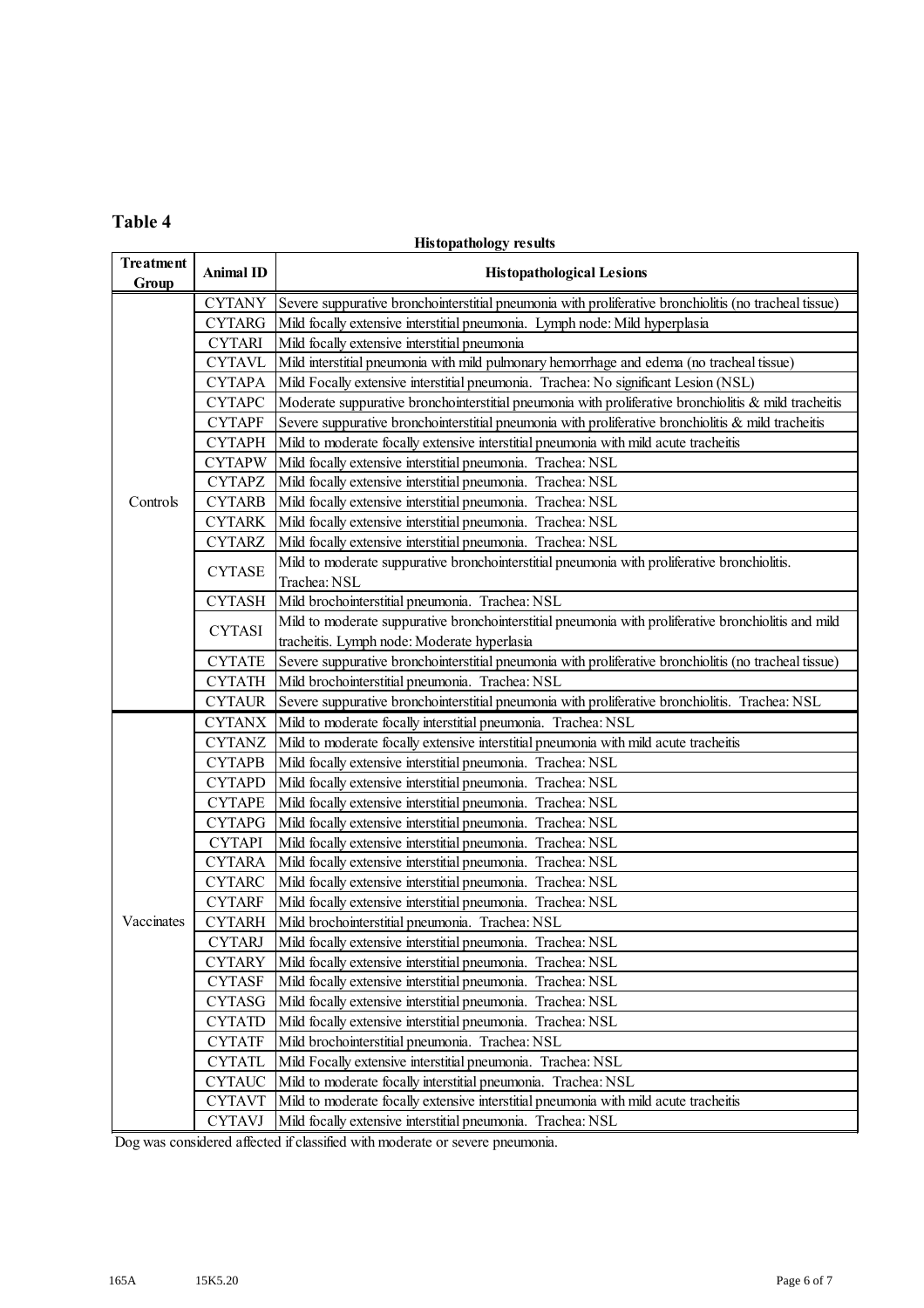## Table 4

**Histopathology results**

| Treatment Group | Animal ID | Histopathological Lesions |
|---|---|---|
| Controls | CYTANY | Severe suppurative bronchointerstitial pneumonia with proliferative bronchiolitis (no tracheal tissue) |
| | CYTARG | Mild focally extensive interstitial pneumonia. Lymph node: Mild hyperplasia |
| | CYTARI | Mild focally extensive interstitial pneumonia |
| | CYTAVL | Mild interstitial pneumonia with mild pulmonary hemorrhage and edema (no tracheal tissue) |
| | CYTAPA | Mild Focally extensive interstitial pneumonia. Trachea: No significant Lesion (NSL) |
| | CYTAPC | Moderate suppurative bronchointerstitial pneumonia with proliferative bronchiolitis & mild tracheitis |
| | CYTAPF | Severe suppurative bronchointerstitial pneumonia with proliferative bronchiolitis & mild tracheitis |
| | CYTAPH | Mild to moderate focally extensive interstitial pneumonia with mild acute tracheitis |
| | CYTAPW | Mild focally extensive interstitial pneumonia. Trachea: NSL |
| | CYTAPZ | Mild focally extensive interstitial pneumonia. Trachea: NSL |
| | CYTARB | Mild focally extensive interstitial pneumonia. Trachea: NSL |
| | CYTARK | Mild focally extensive interstitial pneumonia. Trachea: NSL |
| | CYTARZ | Mild focally extensive interstitial pneumonia. Trachea: NSL |
| | CYTASE | Mild to moderate suppurative bronchointerstitial pneumonia with proliferative bronchiolitis. Trachea: NSL |
| | CYTASH | Mild brochointerstitial pneumonia. Trachea: NSL |
| | CYTASI | Mild to moderate suppurative bronchointerstitial pneumonia with proliferative bronchiolitis and mild tracheitis. Lymph node: Moderate hyperlasia |
| | CYTATE | Severe suppurative bronchointerstitial pneumonia with proliferative bronchiolitis (no tracheal tissue) |
| | CYTATH | Mild brochointerstitial pneumonia. Trachea: NSL |
| | CYTAUR | Severe suppurative bronchointerstitial pneumonia with proliferative bronchiolitis. Trachea: NSL |
| Vaccinates | CYTANX | Mild to moderate focally interstitial pneumonia. Trachea: NSL |
| | CYTANZ | Mild to moderate focally extensive interstitial pneumonia with mild acute tracheitis |
| | CYTAPB | Mild focally extensive interstitial pneumonia. Trachea: NSL |
| | CYTAPD | Mild focally extensive interstitial pneumonia. Trachea: NSL |
| | CYTAPE | Mild focally extensive interstitial pneumonia. Trachea: NSL |
| | CYTAPG | Mild focally extensive interstitial pneumonia. Trachea: NSL |
| | CYTAPI | Mild focally extensive interstitial pneumonia. Trachea: NSL |
| | CYTARA | Mild focally extensive interstitial pneumonia. Trachea: NSL |
| | CYTARC | Mild focally extensive interstitial pneumonia. Trachea: NSL |
| | CYTARF | Mild focally extensive interstitial pneumonia. Trachea: NSL |
| | CYTARH | Mild brochointerstitial pneumonia. Trachea: NSL |
| | CYTARJ | Mild focally extensive interstitial pneumonia. Trachea: NSL |
| | CYTARY | Mild focally extensive interstitial pneumonia. Trachea: NSL |
| | CYTASF | Mild focally extensive interstitial pneumonia. Trachea: NSL |
| | CYTASG | Mild focally extensive interstitial pneumonia. Trachea: NSL |
| | CYTATD | Mild focally extensive interstitial pneumonia. Trachea: NSL |
| | CYTATF | Mild brochointerstitial pneumonia. Trachea: NSL |
| | CYTATL | Mild Focally extensive interstitial pneumonia. Trachea: NSL |
| | CYTAUC | Mild to moderate focally interstitial pneumonia. Trachea: NSL |
| | CYTAVT | Mild to moderate focally extensive interstitial pneumonia with mild acute tracheitis |
| | CYTAVJ | Mild focally extensive interstitial pneumonia. Trachea: NSL |

Dog was considered affected if classified with moderate or severe pneumonia.

165A 15K5.20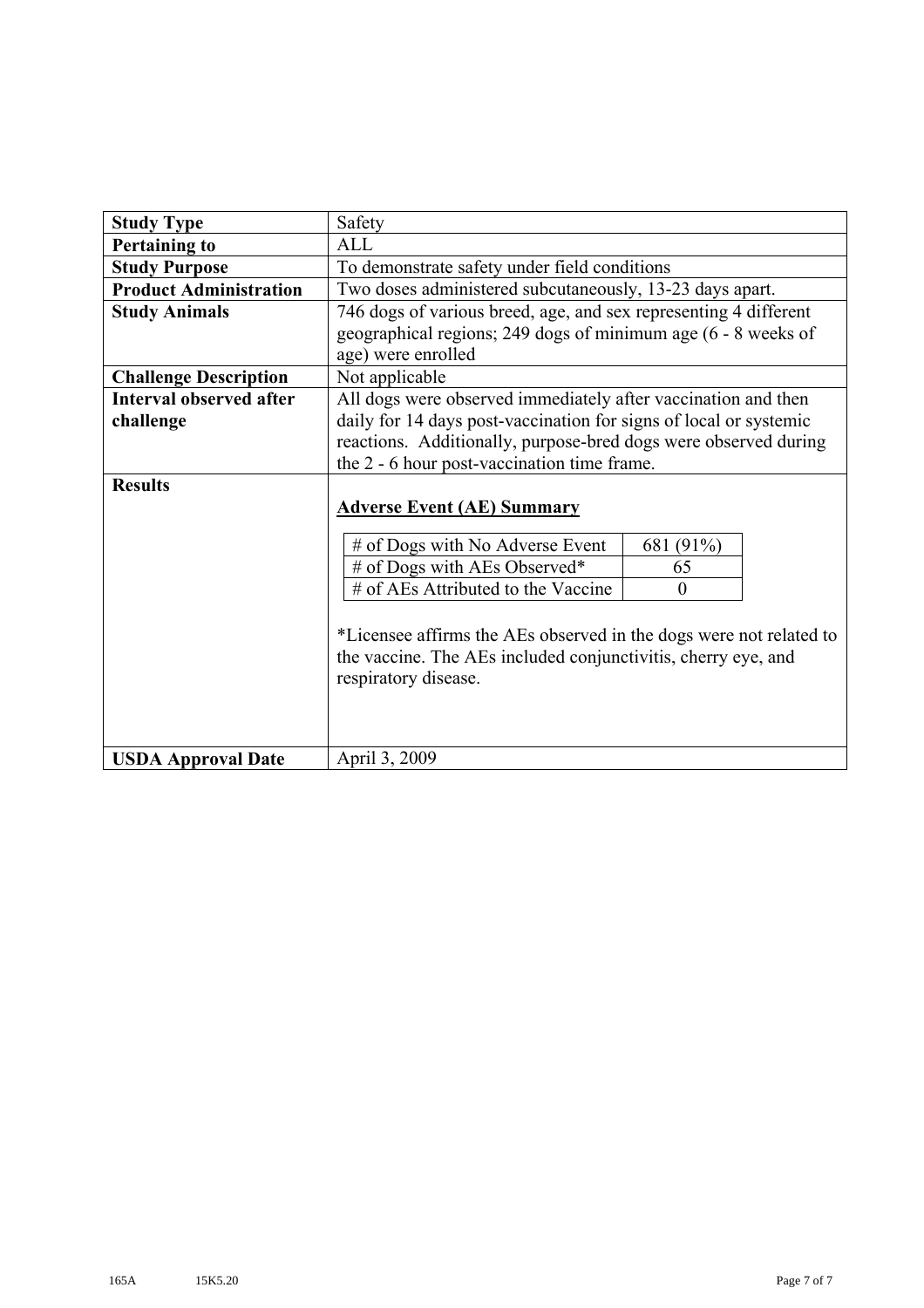| | |
|---|---|
| **Study Type** | Safety |
| **Pertaining to** | ALL |
| **Study Purpose** | To demonstrate safety under field conditions |
| **Product Administration** | Two doses administered subcutaneously, 13-23 days apart. |
| **Study Animals** | 746 dogs of various breed, age, and sex representing 4 different geographical regions; 249 dogs of minimum age (6 - 8 weeks of age) were enrolled |
| **Challenge Description** | Not applicable |
| **Interval observed after challenge** | All dogs were observed immediately after vaccination and then daily for 14 days post-vaccination for signs of local or systemic reactions. Additionally, purpose-bred dogs were observed during the 2 - 6 hour post-vaccination time frame. |
| **Results** | **Adverse Event (AE) Summary** |
| **USDA Approval Date** | April 3, 2009 |

**Adverse Event (AE) Summary**

| | |
|---|---|
| # of Dogs with No Adverse Event | 681 (91%) |
| # of Dogs with AEs Observed* | 65 |
| # of AEs Attributed to the Vaccine | 0 |

*Licensee affirms the AEs observed in the dogs were not related to the vaccine. The AEs included conjunctivitis, cherry eye, and respiratory disease.

165A 15K5.20